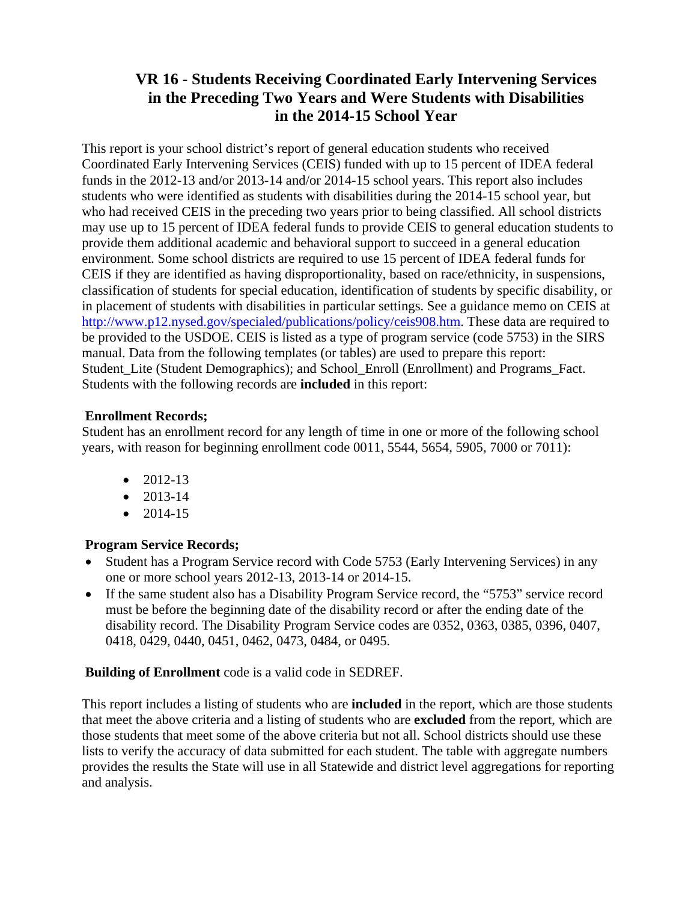# VR 16 - Students Receiving Coordinated Early Intervening Services in the Preceding Two Years and Were Students with Disabilities in the 2014-15 School Year

This report is your school district's report of general education students who received Coordinated Early Intervening Services (CEIS) funded with up to 15 percent of IDEA federal funds in the 2012-13 and/or 2013-14 and/or 2014-15 school years. This report also includes students who were identified as students with disabilities during the 2014-15 school year, but who had received CEIS in the preceding two years prior to being classified. All school districts may use up to 15 percent of IDEA federal funds to provide CEIS to general education students to provide them additional academic and behavioral support to succeed in a general education environment. Some school districts are required to use 15 percent of IDEA federal funds for CEIS if they are identified as having disproportionality, based on race/ethnicity, in suspensions, classification of students for special education, identification of students by specific disability, or in placement of students with disabilities in particular settings. See a guidance memo on CEIS at http://www.p12.nysed.gov/specialed/publications/policy/ceis908.htm. These data are required to be provided to the USDOE. CEIS is listed as a type of program service (code 5753) in the SIRS manual. Data from the following templates (or tables) are used to prepare this report: Student_Lite (Student Demographics); and School_Enroll (Enrollment) and Programs_Fact. Students with the following records are **included** in this report:

**Enrollment Records;**
Student has an enrollment record for any length of time in one or more of the following school years, with reason for beginning enrollment code 0011, 5544, 5654, 5905, 7000 or 7011):

- 2012-13
- 2013-14
- 2014-15

**Program Service Records;**

- Student has a Program Service record with Code 5753 (Early Intervening Services) in any one or more school years 2012-13, 2013-14 or 2014-15.
- If the same student also has a Disability Program Service record, the "5753" service record must be before the beginning date of the disability record or after the ending date of the disability record. The Disability Program Service codes are 0352, 0363, 0385, 0396, 0407, 0418, 0429, 0440, 0451, 0462, 0473, 0484, or 0495.

**Building of Enrollment** code is a valid code in SEDREF.

This report includes a listing of students who are **included** in the report, which are those students that meet the above criteria and a listing of students who are **excluded** from the report, which are those students that meet some of the above criteria but not all. School districts should use these lists to verify the accuracy of data submitted for each student. The table with aggregate numbers provides the results the State will use in all Statewide and district level aggregations for reporting and analysis.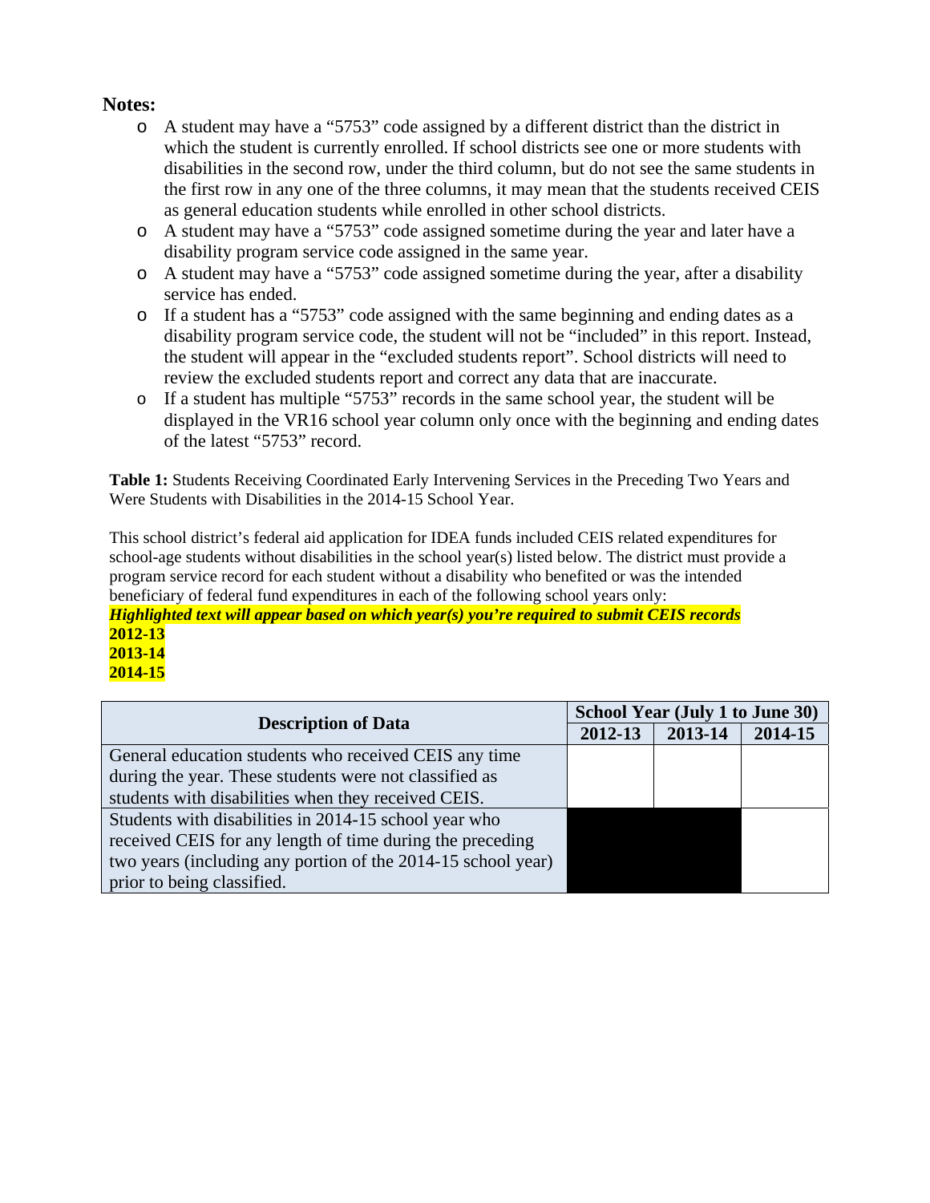**Notes:**

- A student may have a "5753" code assigned by a different district than the district in which the student is currently enrolled. If school districts see one or more students with disabilities in the second row, under the third column, but do not see the same students in the first row in any one of the three columns, it may mean that the students received CEIS as general education students while enrolled in other school districts.
- A student may have a "5753" code assigned sometime during the year and later have a disability program service code assigned in the same year.
- A student may have a "5753" code assigned sometime during the year, after a disability service has ended.
- If a student has a "5753" code assigned with the same beginning and ending dates as a disability program service code, the student will not be "included" in this report. Instead, the student will appear in the "excluded students report". School districts will need to review the excluded students report and correct any data that are inaccurate.
- If a student has multiple "5753" records in the same school year, the student will be displayed in the VR16 school year column only once with the beginning and ending dates of the latest "5753" record.

**Table 1:** Students Receiving Coordinated Early Intervening Services in the Preceding Two Years and Were Students with Disabilities in the 2014-15 School Year.

This school district's federal aid application for IDEA funds included CEIS related expenditures for school-age students without disabilities in the school year(s) listed below. The district must provide a program service record for each student without a disability who benefited or was the intended beneficiary of federal fund expenditures in each of the following school years only:

***Highlighted text will appear based on which year(s) you're required to submit CEIS records***

**2012-13**
**2013-14**
**2014-15**

| Description of Data | School Year (July 1 to June 30) | | |
|---|---|---|---|
| | 2012-13 | 2013-14 | 2014-15 |
| General education students who received CEIS any time during the year. These students were not classified as students with disabilities when they received CEIS. | | | |
| Students with disabilities in 2014-15 school year who received CEIS for any length of time during the preceding two years (including any portion of the 2014-15 school year) prior to being classified. | | | |